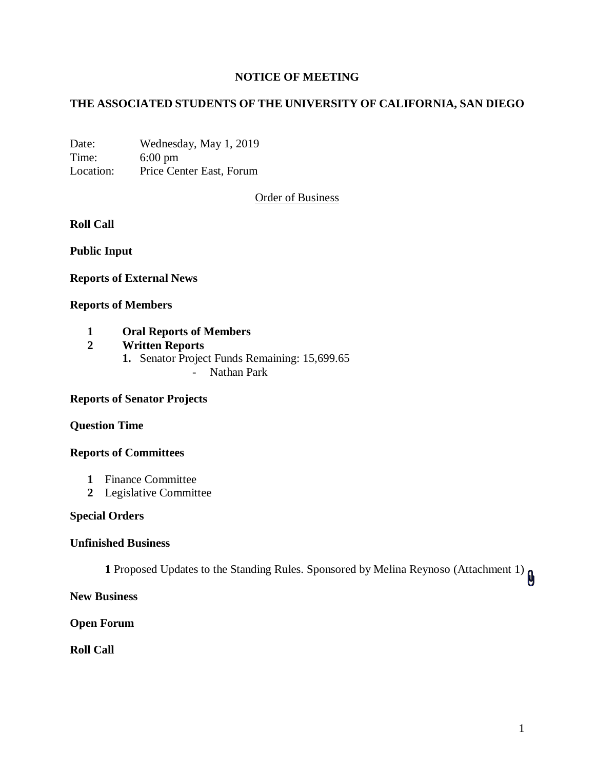# NOTICE OF MEETING

# THE ASSOCIATED STUDENTS OF THE UNIVERSITY OF CALIFORNIA, SAN DIEGO

Date: Wednesday, May 1, 2019
Time: 6:00 pm
Location: Price Center East, Forum

Order of Business

**Roll Call**

**Public Input**

**Reports of External News**

**Reports of Members**

1. **Oral Reports of Members**
2. **Written Reports**
   1. Senator Project Funds Remaining: 15,699.65
      - Nathan Park

**Reports of Senator Projects**

**Question Time**

**Reports of Committees**

1. Finance Committee
2. Legislative Committee

**Special Orders**

**Unfinished Business**

**1** Proposed Updates to the Standing Rules. Sponsored by Melina Reynoso (Attachment 1)

**New Business**

**Open Forum**

**Roll Call**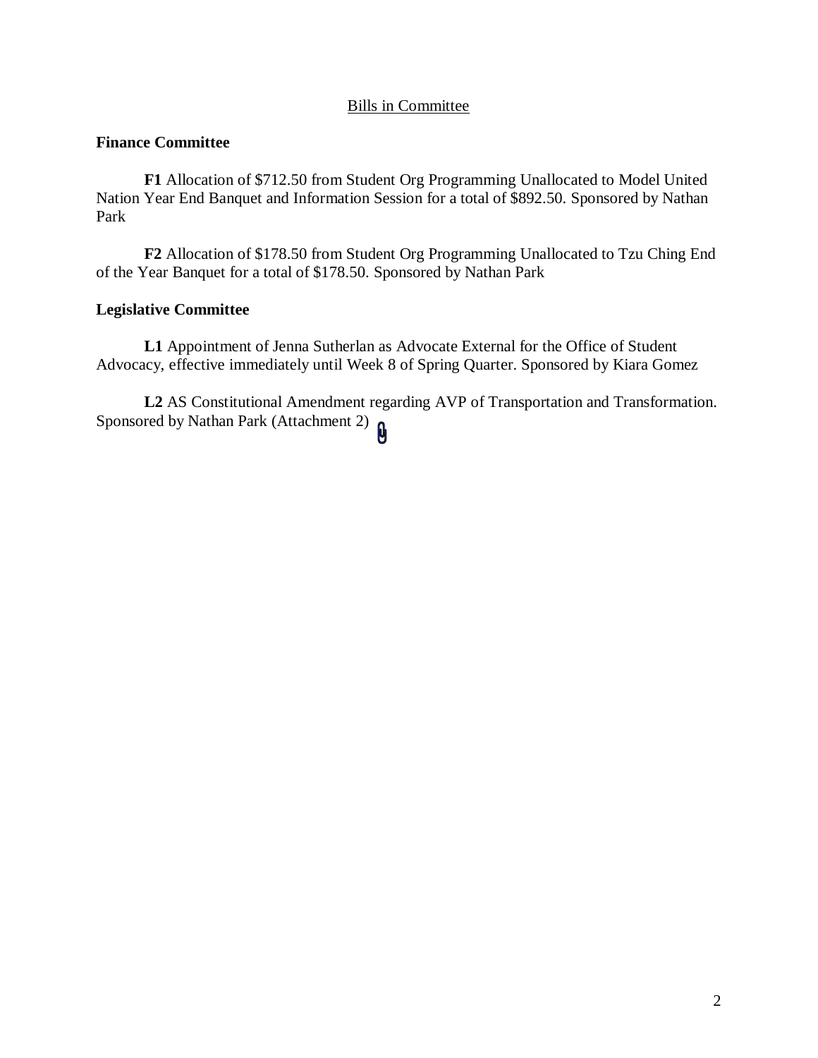Bills in Committee

**Finance Committee**

**F1** Allocation of $712.50 from Student Org Programming Unallocated to Model United Nation Year End Banquet and Information Session for a total of $892.50. Sponsored by Nathan Park

**F2** Allocation of $178.50 from Student Org Programming Unallocated to Tzu Ching End of the Year Banquet for a total of $178.50. Sponsored by Nathan Park

**Legislative Committee**

**L1** Appointment of Jenna Sutherlan as Advocate External for the Office of Student Advocacy, effective immediately until Week 8 of Spring Quarter. Sponsored by Kiara Gomez

**L2** AS Constitutional Amendment regarding AVP of Transportation and Transformation. Sponsored by Nathan Park (Attachment 2)